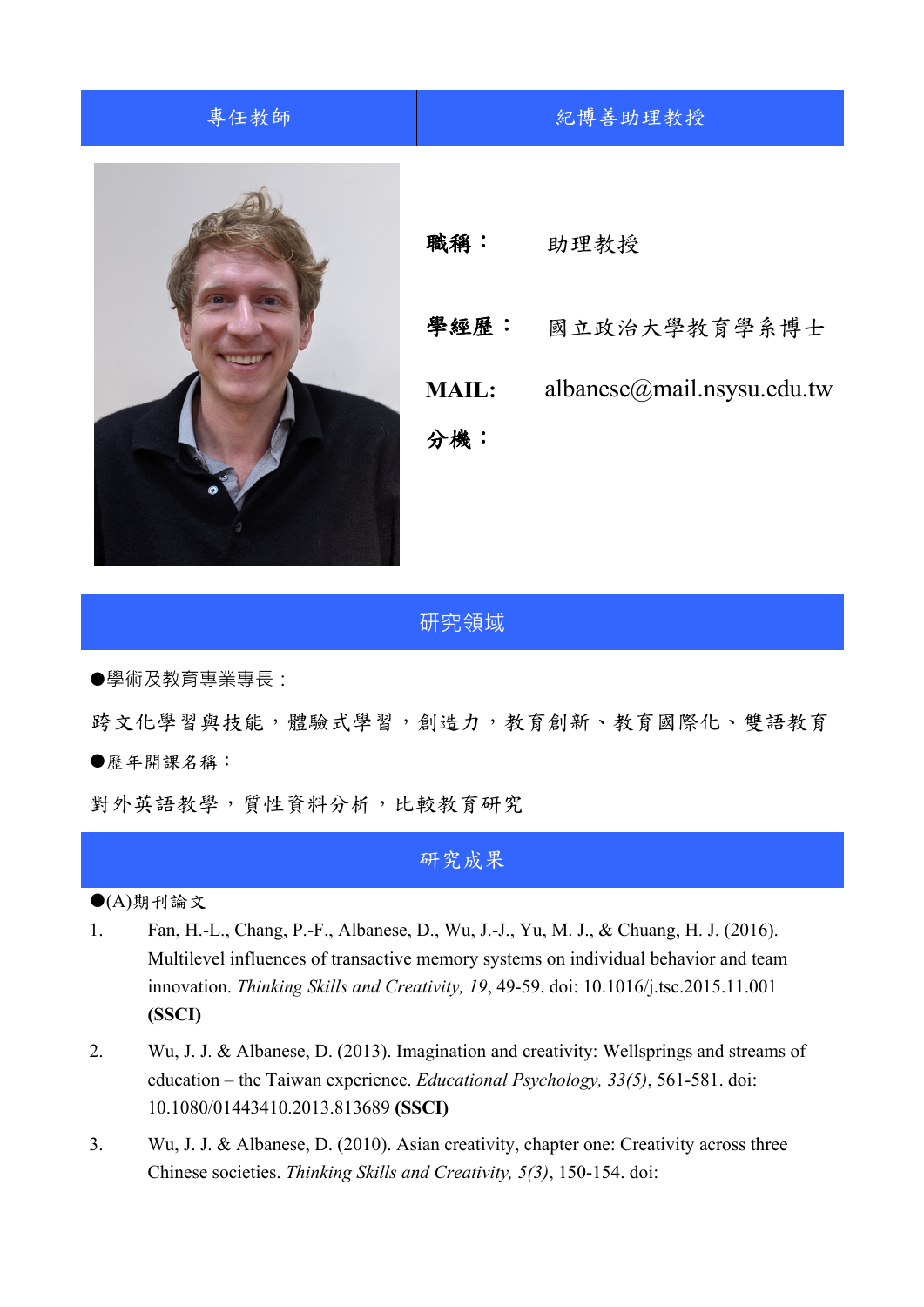| 專任教師 | 紀博善助理教授 |
| --- | --- |

**職稱：** 助理教授

**學經歷：** 國立政治大學教育學系博士

**MAIL:** albanese@mail.nsysu.edu.tw

**分機：**

## 研究領域

●學術及教育專業專長：

跨文化學習與技能，體驗式學習，創造力，教育創新、教育國際化、雙語教育

●歷年開課名稱：

對外英語教學，質性資料分析，比較教育研究

## 研究成果

●(A)期刊論文

1. Fan, H.-L., Chang, P.-F., Albanese, D., Wu, J.-J., Yu, M. J., & Chuang, H. J. (2016). Multilevel influences of transactive memory systems on individual behavior and team innovation. *Thinking Skills and Creativity, 19*, 49-59. doi: 10.1016/j.tsc.2015.11.001 **(SSCI)**
2. Wu, J. J. & Albanese, D. (2013). Imagination and creativity: Wellsprings and streams of education – the Taiwan experience. *Educational Psychology, 33(5)*, 561-581. doi: 10.1080/01443410.2013.813689 **(SSCI)**
3. Wu, J. J. & Albanese, D. (2010). Asian creativity, chapter one: Creativity across three Chinese societies. *Thinking Skills and Creativity, 5(3)*, 150-154. doi: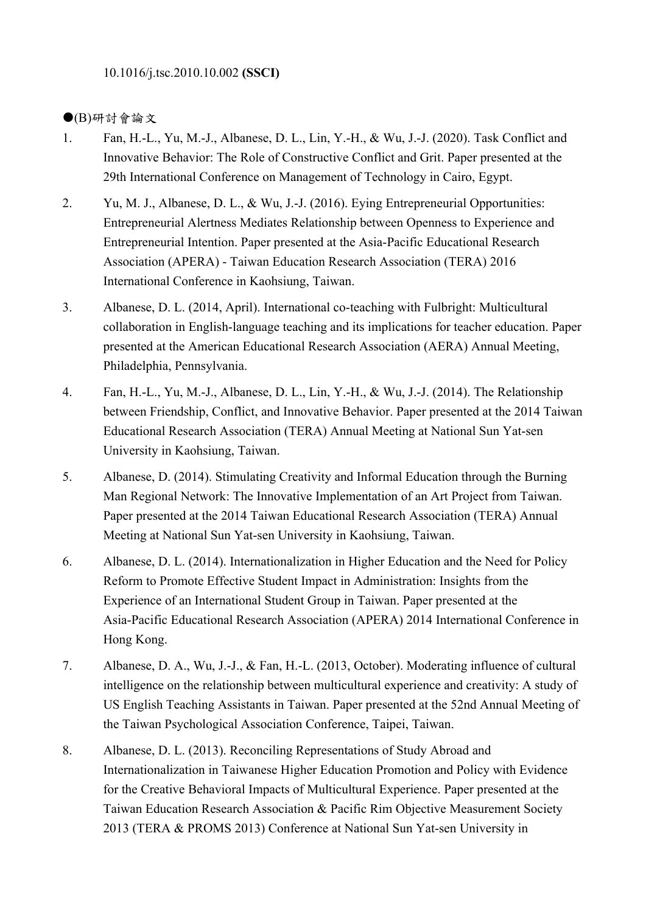10.1016/j.tsc.2010.10.002 **(SSCI)**

●(B)研討會論文

1. Fan, H.-L., Yu, M.-J., Albanese, D. L., Lin, Y.-H., & Wu, J.-J. (2020). Task Conflict and Innovative Behavior: The Role of Constructive Conflict and Grit. Paper presented at the 29th International Conference on Management of Technology in Cairo, Egypt.
2. Yu, M. J., Albanese, D. L., & Wu, J.-J. (2016). Eying Entrepreneurial Opportunities: Entrepreneurial Alertness Mediates Relationship between Openness to Experience and Entrepreneurial Intention. Paper presented at the Asia-Pacific Educational Research Association (APERA) - Taiwan Education Research Association (TERA) 2016 International Conference in Kaohsiung, Taiwan.
3. Albanese, D. L. (2014, April). International co-teaching with Fulbright: Multicultural collaboration in English-language teaching and its implications for teacher education. Paper presented at the American Educational Research Association (AERA) Annual Meeting, Philadelphia, Pennsylvania.
4. Fan, H.-L., Yu, M.-J., Albanese, D. L., Lin, Y.-H., & Wu, J.-J. (2014). The Relationship between Friendship, Conflict, and Innovative Behavior. Paper presented at the 2014 Taiwan Educational Research Association (TERA) Annual Meeting at National Sun Yat-sen University in Kaohsiung, Taiwan.
5. Albanese, D. (2014). Stimulating Creativity and Informal Education through the Burning Man Regional Network: The Innovative Implementation of an Art Project from Taiwan. Paper presented at the 2014 Taiwan Educational Research Association (TERA) Annual Meeting at National Sun Yat-sen University in Kaohsiung, Taiwan.
6. Albanese, D. L. (2014). Internationalization in Higher Education and the Need for Policy Reform to Promote Effective Student Impact in Administration: Insights from the Experience of an International Student Group in Taiwan. Paper presented at the Asia-Pacific Educational Research Association (APERA) 2014 International Conference in Hong Kong.
7. Albanese, D. A., Wu, J.-J., & Fan, H.-L. (2013, October). Moderating influence of cultural intelligence on the relationship between multicultural experience and creativity: A study of US English Teaching Assistants in Taiwan. Paper presented at the 52nd Annual Meeting of the Taiwan Psychological Association Conference, Taipei, Taiwan.
8. Albanese, D. L. (2013). Reconciling Representations of Study Abroad and Internationalization in Taiwanese Higher Education Promotion and Policy with Evidence for the Creative Behavioral Impacts of Multicultural Experience. Paper presented at the Taiwan Education Research Association & Pacific Rim Objective Measurement Society 2013 (TERA & PROMS 2013) Conference at National Sun Yat-sen University in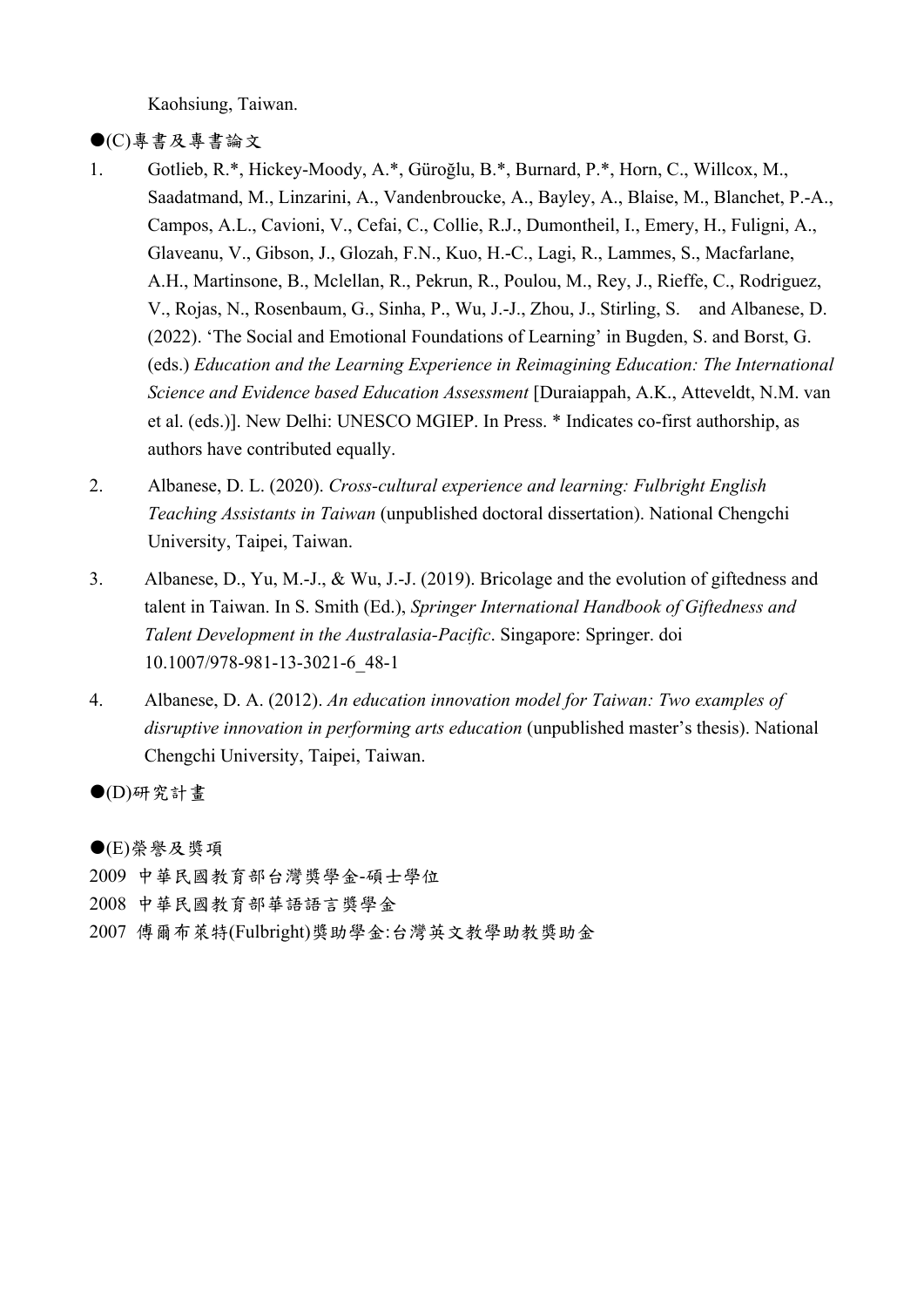Kaohsiung, Taiwan.

●(C)專書及專書論文

1. Gotlieb, R.*, Hickey-Moody, A.*, Güroğlu, B.*, Burnard, P.*, Horn, C., Willcox, M., Saadatmand, M., Linzarini, A., Vandenbroucke, A., Bayley, A., Blaise, M., Blanchet, P.-A., Campos, A.L., Cavioni, V., Cefai, C., Collie, R.J., Dumontheil, I., Emery, H., Fuligni, A., Glaveanu, V., Gibson, J., Glozah, F.N., Kuo, H.-C., Lagi, R., Lammes, S., Macfarlane, A.H., Martinsone, B., Mclellan, R., Pekrun, R., Poulou, M., Rey, J., Rieffe, C., Rodriguez, V., Rojas, N., Rosenbaum, G., Sinha, P., Wu, J.-J., Zhou, J., Stirling, S. and Albanese, D. (2022). 'The Social and Emotional Foundations of Learning' in Bugden, S. and Borst, G. (eds.) *Education and the Learning Experience in Reimagining Education: The International Science and Evidence based Education Assessment* [Duraiappah, A.K., Atteveldt, N.M. van et al. (eds.)]. New Delhi: UNESCO MGIEP. In Press. * Indicates co-first authorship, as authors have contributed equally.
2. Albanese, D. L. (2020). *Cross-cultural experience and learning: Fulbright English Teaching Assistants in Taiwan* (unpublished doctoral dissertation). National Chengchi University, Taipei, Taiwan.
3. Albanese, D., Yu, M.-J., & Wu, J.-J. (2019). Bricolage and the evolution of giftedness and talent in Taiwan. In S. Smith (Ed.), *Springer International Handbook of Giftedness and Talent Development in the Australasia-Pacific*. Singapore: Springer. doi 10.1007/978-981-13-3021-6_48-1
4. Albanese, D. A. (2012). *An education innovation model for Taiwan: Two examples of disruptive innovation in performing arts education* (unpublished master's thesis). National Chengchi University, Taipei, Taiwan.

●(D)研究計畫

●(E)榮譽及獎項

2009 中華民國教育部台灣獎學金-碩士學位

2008 中華民國教育部華語語言獎學金

2007 傅爾布萊特(Fulbright)獎助學金:台灣英文教學助教獎助金